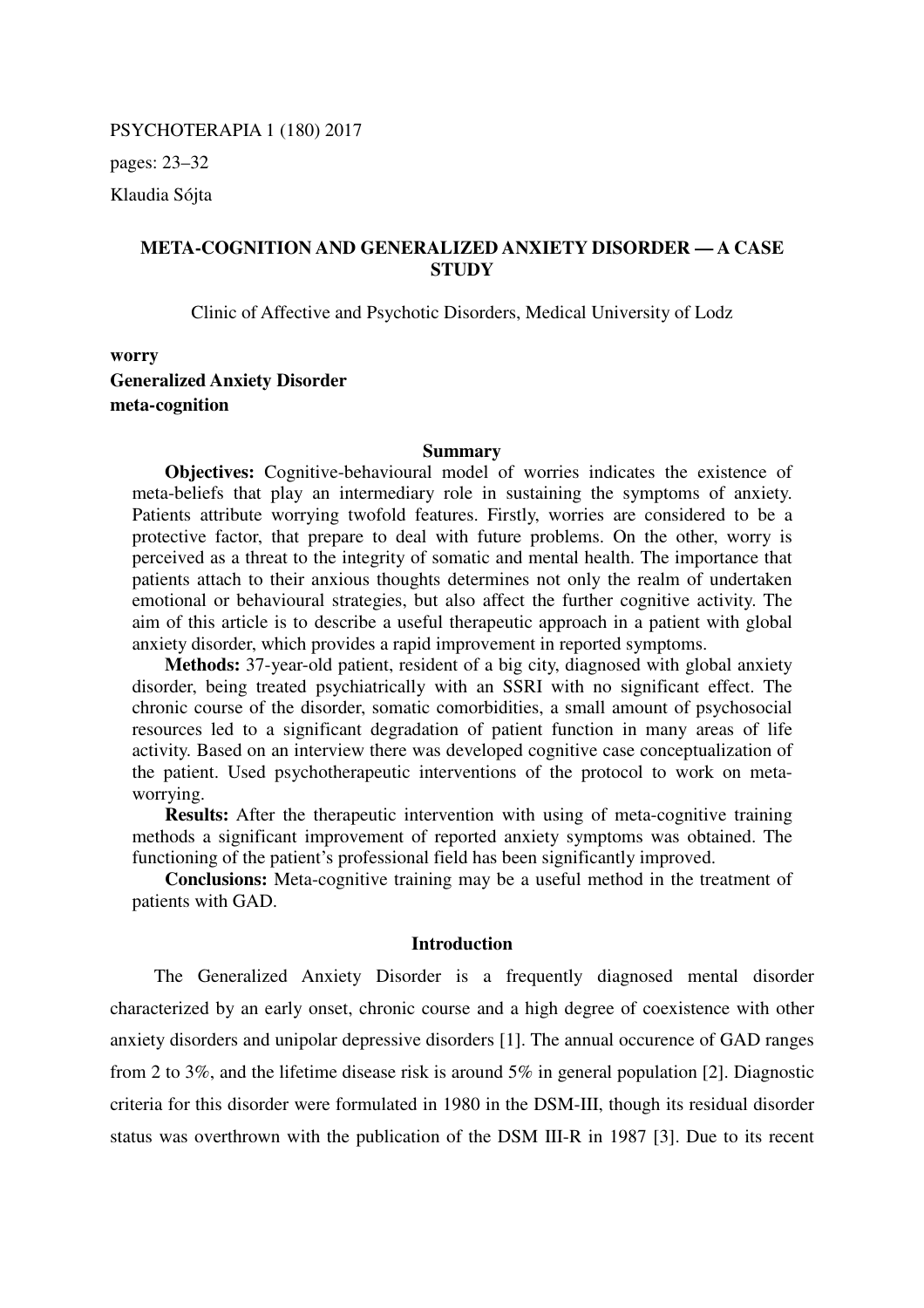PSYCHOTERAPIA 1 (180) 2017

pages: 23–32

Klaudia Sójta

# META-COGNITION AND GENERALIZED ANXIETY DISORDER — A CASE STUDY

Clinic of Affective and Psychotic Disorders, Medical University of Lodz

**worry**
**Generalized Anxiety Disorder**
**meta-cognition**

## Summary

**Objectives:** Cognitive-behavioural model of worries indicates the existence of meta-beliefs that play an intermediary role in sustaining the symptoms of anxiety. Patients attribute worrying twofold features. Firstly, worries are considered to be a protective factor, that prepare to deal with future problems. On the other, worry is perceived as a threat to the integrity of somatic and mental health. The importance that patients attach to their anxious thoughts determines not only the realm of undertaken emotional or behavioural strategies, but also affect the further cognitive activity. The aim of this article is to describe a useful therapeutic approach in a patient with global anxiety disorder, which provides a rapid improvement in reported symptoms.

**Methods:** 37-year-old patient, resident of a big city, diagnosed with global anxiety disorder, being treated psychiatrically with an SSRI with no significant effect. The chronic course of the disorder, somatic comorbidities, a small amount of psychosocial resources led to a significant degradation of patient function in many areas of life activity. Based on an interview there was developed cognitive case conceptualization of the patient. Used psychotherapeutic interventions of the protocol to work on meta-worrying.

**Results:** After the therapeutic intervention with using of meta-cognitive training methods a significant improvement of reported anxiety symptoms was obtained. The functioning of the patient's professional field has been significantly improved.

**Conclusions:** Meta-cognitive training may be a useful method in the treatment of patients with GAD.

## Introduction

The Generalized Anxiety Disorder is a frequently diagnosed mental disorder characterized by an early onset, chronic course and a high degree of coexistence with other anxiety disorders and unipolar depressive disorders [1]. The annual occurence of GAD ranges from 2 to 3%, and the lifetime disease risk is around 5% in general population [2]. Diagnostic criteria for this disorder were formulated in 1980 in the DSM-III, though its residual disorder status was overthrown with the publication of the DSM III-R in 1987 [3]. Due to its recent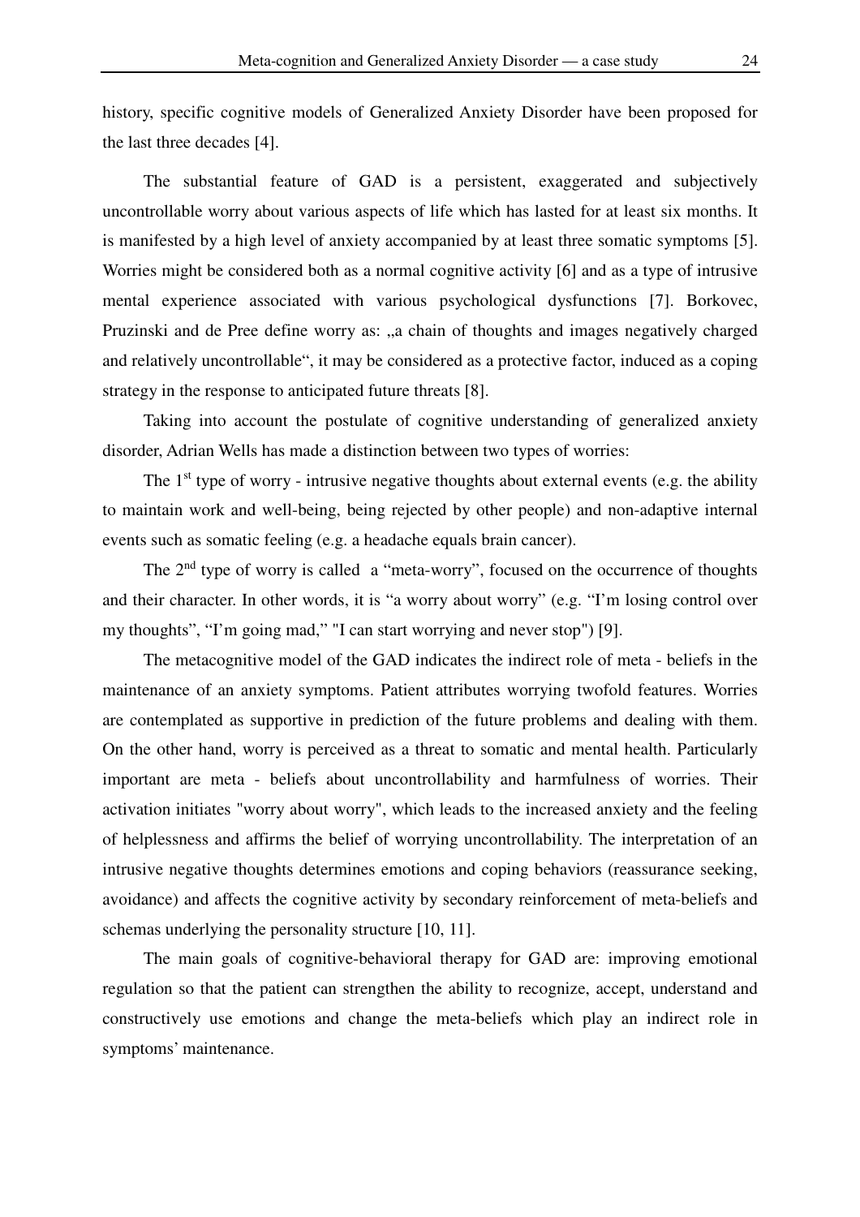history, specific cognitive models of Generalized Anxiety Disorder have been proposed for the last three decades [4].

The substantial feature of GAD is a persistent, exaggerated and subjectively uncontrollable worry about various aspects of life which has lasted for at least six months. It is manifested by a high level of anxiety accompanied by at least three somatic symptoms [5]. Worries might be considered both as a normal cognitive activity [6] and as a type of intrusive mental experience associated with various psychological dysfunctions [7]. Borkovec, Pruzinski and de Pree define worry as: „a chain of thoughts and images negatively charged and relatively uncontrollable", it may be considered as a protective factor, induced as a coping strategy in the response to anticipated future threats [8].

Taking into account the postulate of cognitive understanding of generalized anxiety disorder, Adrian Wells has made a distinction between two types of worries:

The 1st type of worry - intrusive negative thoughts about external events (e.g. the ability to maintain work and well-being, being rejected by other people) and non-adaptive internal events such as somatic feeling (e.g. a headache equals brain cancer).

The 2nd type of worry is called a "meta-worry", focused on the occurrence of thoughts and their character. In other words, it is "a worry about worry" (e.g. "I'm losing control over my thoughts", "I'm going mad," "I can start worrying and never stop") [9].

The metacognitive model of the GAD indicates the indirect role of meta - beliefs in the maintenance of an anxiety symptoms. Patient attributes worrying twofold features. Worries are contemplated as supportive in prediction of the future problems and dealing with them. On the other hand, worry is perceived as a threat to somatic and mental health. Particularly important are meta - beliefs about uncontrollability and harmfulness of worries. Their activation initiates "worry about worry", which leads to the increased anxiety and the feeling of helplessness and affirms the belief of worrying uncontrollability. The interpretation of an intrusive negative thoughts determines emotions and coping behaviors (reassurance seeking, avoidance) and affects the cognitive activity by secondary reinforcement of meta-beliefs and schemas underlying the personality structure [10, 11].

The main goals of cognitive-behavioral therapy for GAD are: improving emotional regulation so that the patient can strengthen the ability to recognize, accept, understand and constructively use emotions and change the meta-beliefs which play an indirect role in symptoms' maintenance.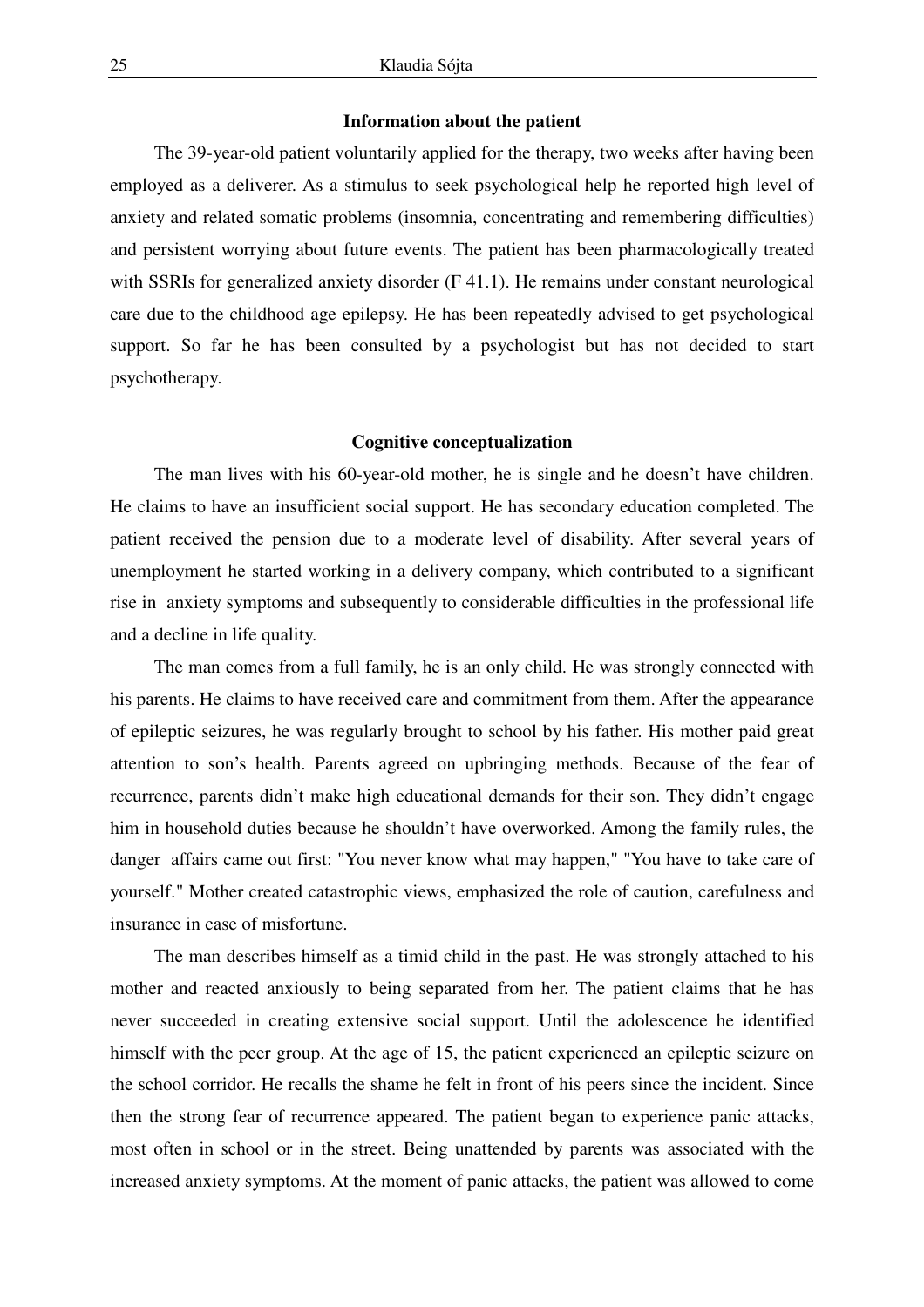## Information about the patient

The 39-year-old patient voluntarily applied for the therapy, two weeks after having been employed as a deliverer. As a stimulus to seek psychological help he reported high level of anxiety and related somatic problems (insomnia, concentrating and remembering difficulties) and persistent worrying about future events. The patient has been pharmacologically treated with SSRIs for generalized anxiety disorder (F 41.1). He remains under constant neurological care due to the childhood age epilepsy. He has been repeatedly advised to get psychological support. So far he has been consulted by a psychologist but has not decided to start psychotherapy.

## Cognitive conceptualization

The man lives with his 60-year-old mother, he is single and he doesn't have children. He claims to have an insufficient social support. He has secondary education completed. The patient received the pension due to a moderate level of disability. After several years of unemployment he started working in a delivery company, which contributed to a significant rise in anxiety symptoms and subsequently to considerable difficulties in the professional life and a decline in life quality.

The man comes from a full family, he is an only child. He was strongly connected with his parents. He claims to have received care and commitment from them. After the appearance of epileptic seizures, he was regularly brought to school by his father. His mother paid great attention to son's health. Parents agreed on upbringing methods. Because of the fear of recurrence, parents didn't make high educational demands for their son. They didn't engage him in household duties because he shouldn't have overworked. Among the family rules, the danger affairs came out first: "You never know what may happen," "You have to take care of yourself." Mother created catastrophic views, emphasized the role of caution, carefulness and insurance in case of misfortune.

The man describes himself as a timid child in the past. He was strongly attached to his mother and reacted anxiously to being separated from her. The patient claims that he has never succeeded in creating extensive social support. Until the adolescence he identified himself with the peer group. At the age of 15, the patient experienced an epileptic seizure on the school corridor. He recalls the shame he felt in front of his peers since the incident. Since then the strong fear of recurrence appeared. The patient began to experience panic attacks, most often in school or in the street. Being unattended by parents was associated with the increased anxiety symptoms. At the moment of panic attacks, the patient was allowed to come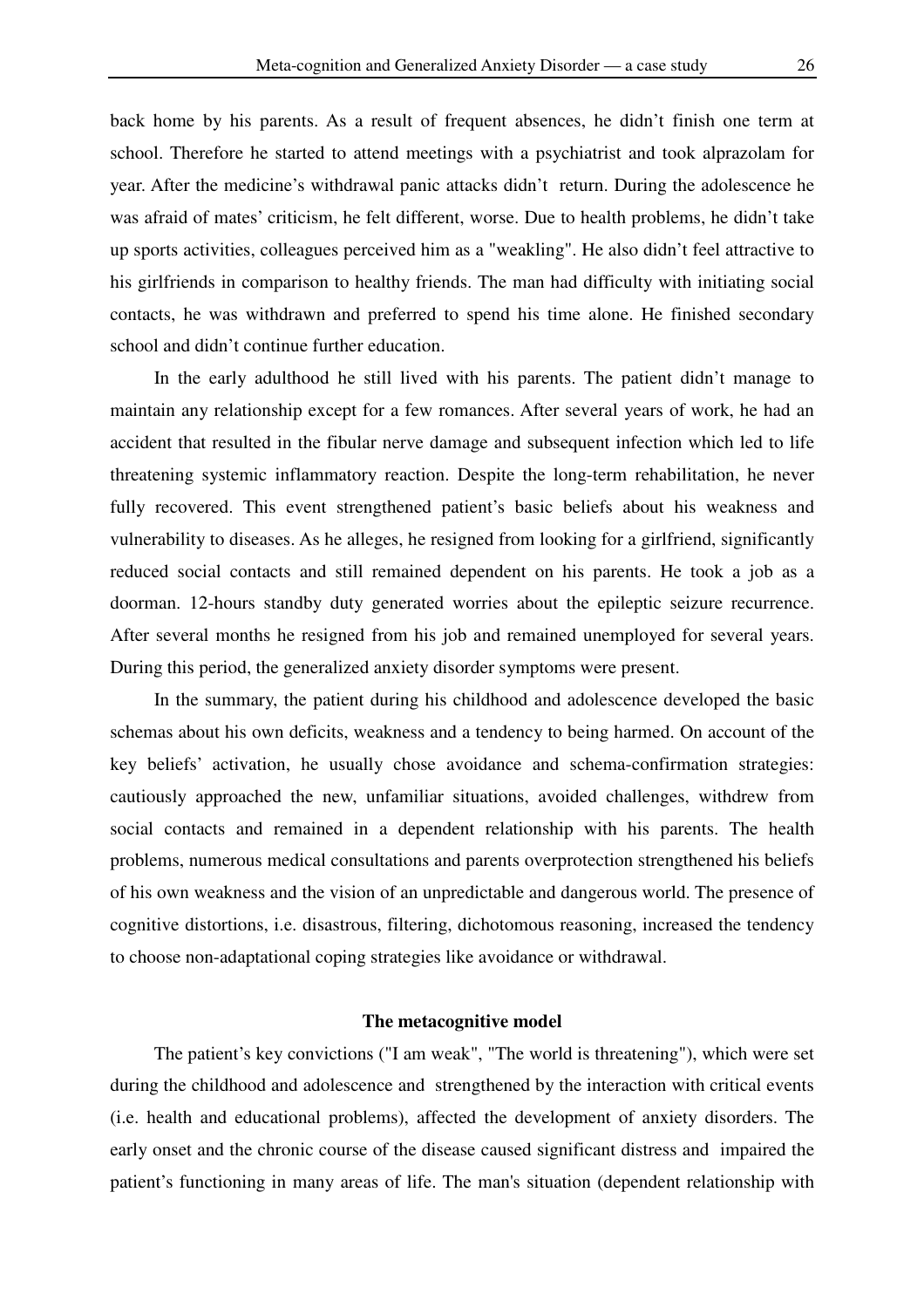back home by his parents. As a result of frequent absences, he didn't finish one term at school. Therefore he started to attend meetings with a psychiatrist and took alprazolam for year. After the medicine's withdrawal panic attacks didn't return. During the adolescence he was afraid of mates' criticism, he felt different, worse. Due to health problems, he didn't take up sports activities, colleagues perceived him as a "weakling". He also didn't feel attractive to his girlfriends in comparison to healthy friends. The man had difficulty with initiating social contacts, he was withdrawn and preferred to spend his time alone. He finished secondary school and didn't continue further education.

In the early adulthood he still lived with his parents. The patient didn't manage to maintain any relationship except for a few romances. After several years of work, he had an accident that resulted in the fibular nerve damage and subsequent infection which led to life threatening systemic inflammatory reaction. Despite the long-term rehabilitation, he never fully recovered. This event strengthened patient's basic beliefs about his weakness and vulnerability to diseases. As he alleges, he resigned from looking for a girlfriend, significantly reduced social contacts and still remained dependent on his parents. He took a job as a doorman. 12-hours standby duty generated worries about the epileptic seizure recurrence. After several months he resigned from his job and remained unemployed for several years. During this period, the generalized anxiety disorder symptoms were present.

In the summary, the patient during his childhood and adolescence developed the basic schemas about his own deficits, weakness and a tendency to being harmed. On account of the key beliefs' activation, he usually chose avoidance and schema-confirmation strategies: cautiously approached the new, unfamiliar situations, avoided challenges, withdrew from social contacts and remained in a dependent relationship with his parents. The health problems, numerous medical consultations and parents overprotection strengthened his beliefs of his own weakness and the vision of an unpredictable and dangerous world. The presence of cognitive distortions, i.e. disastrous, filtering, dichotomous reasoning, increased the tendency to choose non-adaptational coping strategies like avoidance or withdrawal.

## The metacognitive model

The patient's key convictions ("I am weak", "The world is threatening"), which were set during the childhood and adolescence and strengthened by the interaction with critical events (i.e. health and educational problems), affected the development of anxiety disorders. The early onset and the chronic course of the disease caused significant distress and impaired the patient's functioning in many areas of life. The man's situation (dependent relationship with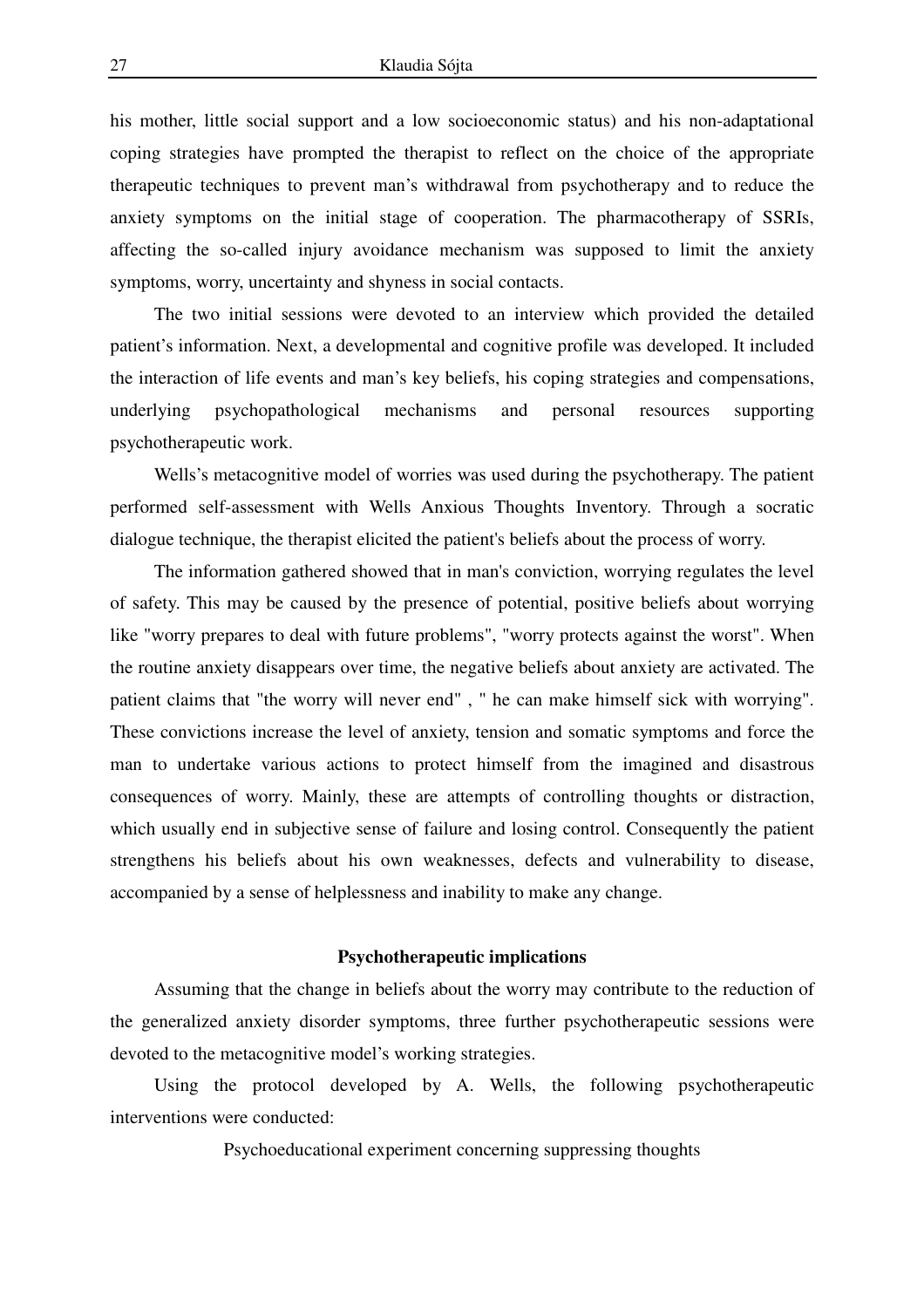his mother, little social support and a low socioeconomic status) and his non-adaptational coping strategies have prompted the therapist to reflect on the choice of the appropriate therapeutic techniques to prevent man's withdrawal from psychotherapy and to reduce the anxiety symptoms on the initial stage of cooperation. The pharmacotherapy of SSRIs, affecting the so-called injury avoidance mechanism was supposed to limit the anxiety symptoms, worry, uncertainty and shyness in social contacts.

The two initial sessions were devoted to an interview which provided the detailed patient's information. Next, a developmental and cognitive profile was developed. It included the interaction of life events and man's key beliefs, his coping strategies and compensations, underlying psychopathological mechanisms and personal resources supporting psychotherapeutic work.

Wells's metacognitive model of worries was used during the psychotherapy. The patient performed self-assessment with Wells Anxious Thoughts Inventory. Through a socratic dialogue technique, the therapist elicited the patient's beliefs about the process of worry.

The information gathered showed that in man's conviction, worrying regulates the level of safety. This may be caused by the presence of potential, positive beliefs about worrying like "worry prepares to deal with future problems", "worry protects against the worst". When the routine anxiety disappears over time, the negative beliefs about anxiety are activated. The patient claims that "the worry will never end" , " he can make himself sick with worrying". These convictions increase the level of anxiety, tension and somatic symptoms and force the man to undertake various actions to protect himself from the imagined and disastrous consequences of worry. Mainly, these are attempts of controlling thoughts or distraction, which usually end in subjective sense of failure and losing control. Consequently the patient strengthens his beliefs about his own weaknesses, defects and vulnerability to disease, accompanied by a sense of helplessness and inability to make any change.

## Psychotherapeutic implications

Assuming that the change in beliefs about the worry may contribute to the reduction of the generalized anxiety disorder symptoms, three further psychotherapeutic sessions were devoted to the metacognitive model's working strategies.

Using the protocol developed by A. Wells, the following psychotherapeutic interventions were conducted:

Psychoeducational experiment concerning suppressing thoughts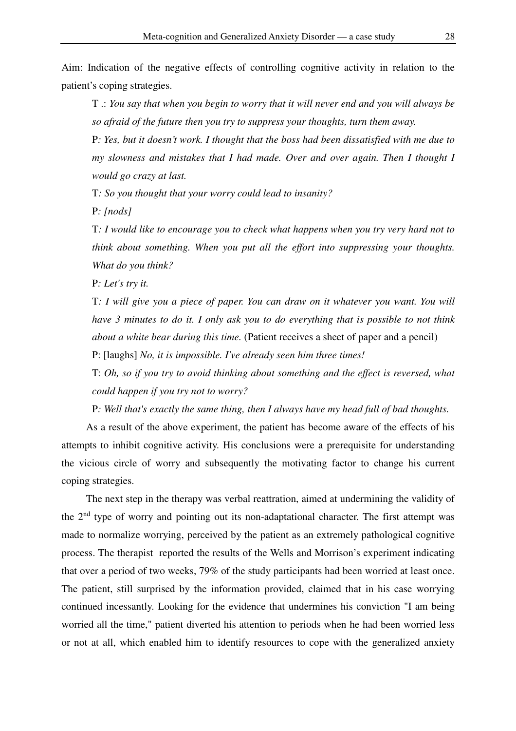Aim: Indication of the negative effects of controlling cognitive activity in relation to the patient's coping strategies.

T .: *You say that when you begin to worry that it will never end and you will always be so afraid of the future then you try to suppress your thoughts, turn them away.*

P*: Yes, but it doesn't work. I thought that the boss had been dissatisfied with me due to my slowness and mistakes that I had made. Over and over again. Then I thought I would go crazy at last.*

T*: So you thought that your worry could lead to insanity?*

P*: [nods]*

T*: I would like to encourage you to check what happens when you try very hard not to think about something. When you put all the effort into suppressing your thoughts. What do you think?*

P*: Let's try it.*

T*: I will give you a piece of paper. You can draw on it whatever you want. You will have 3 minutes to do it. I only ask you to do everything that is possible to not think about a white bear during this time.* (Patient receives a sheet of paper and a pencil)

P: [laughs] *No, it is impossible. I've already seen him three times!*

T: *Oh, so if you try to avoid thinking about something and the effect is reversed, what could happen if you try not to worry?*

P*: Well that's exactly the same thing, then I always have my head full of bad thoughts.*

As a result of the above experiment, the patient has become aware of the effects of his attempts to inhibit cognitive activity. His conclusions were a prerequisite for understanding the vicious circle of worry and subsequently the motivating factor to change his current coping strategies.

The next step in the therapy was verbal reattration, aimed at undermining the validity of the 2nd type of worry and pointing out its non-adaptational character. The first attempt was made to normalize worrying, perceived by the patient as an extremely pathological cognitive process. The therapist reported the results of the Wells and Morrison's experiment indicating that over a period of two weeks, 79% of the study participants had been worried at least once. The patient, still surprised by the information provided, claimed that in his case worrying continued incessantly. Looking for the evidence that undermines his conviction "I am being worried all the time," patient diverted his attention to periods when he had been worried less or not at all, which enabled him to identify resources to cope with the generalized anxiety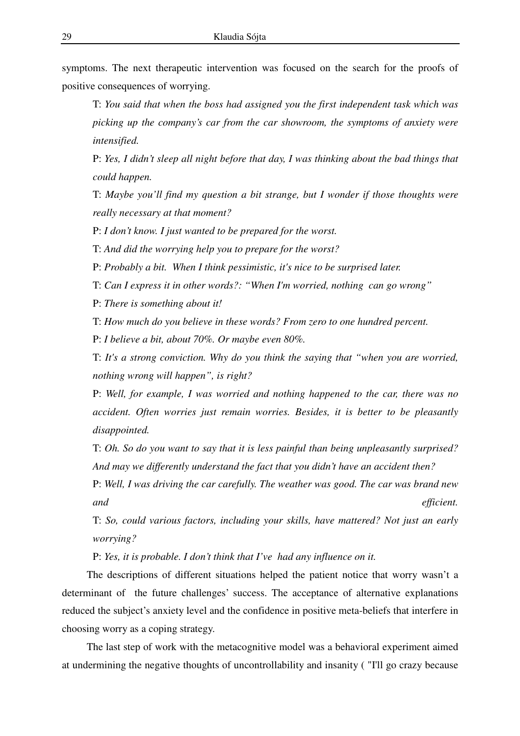symptoms. The next therapeutic intervention was focused on the search for the proofs of positive consequences of worrying.

T: *You said that when the boss had assigned you the first independent task which was picking up the company's car from the car showroom, the symptoms of anxiety were intensified.*

P: *Yes, I didn't sleep all night before that day, I was thinking about the bad things that could happen.*

T: *Maybe you'll find my question a bit strange, but I wonder if those thoughts were really necessary at that moment?*

P: *I don't know. I just wanted to be prepared for the worst.*

T: *And did the worrying help you to prepare for the worst?*

P: *Probably a bit. When I think pessimistic, it's nice to be surprised later.*

T: *Can I express it in other words?: "When I'm worried, nothing can go wrong"*

P: *There is something about it!*

T: *How much do you believe in these words? From zero to one hundred percent.*

P: *I believe a bit, about 70%. Or maybe even 80%.*

T: *It's a strong conviction. Why do you think the saying that "when you are worried, nothing wrong will happen", is right?*

P: *Well, for example, I was worried and nothing happened to the car, there was no accident. Often worries just remain worries. Besides, it is better to be pleasantly disappointed.*

T: *Oh. So do you want to say that it is less painful than being unpleasantly surprised? And may we differently understand the fact that you didn't have an accident then?*

P: *Well, I was driving the car carefully. The weather was good. The car was brand new and efficient.*

T: *So, could various factors, including your skills, have mattered? Not just an early worrying?*

P: *Yes, it is probable. I don't think that I've had any influence on it.*

The descriptions of different situations helped the patient notice that worry wasn't a determinant of the future challenges' success. The acceptance of alternative explanations reduced the subject's anxiety level and the confidence in positive meta-beliefs that interfere in choosing worry as a coping strategy.

The last step of work with the metacognitive model was a behavioral experiment aimed at undermining the negative thoughts of uncontrollability and insanity ( "I'll go crazy because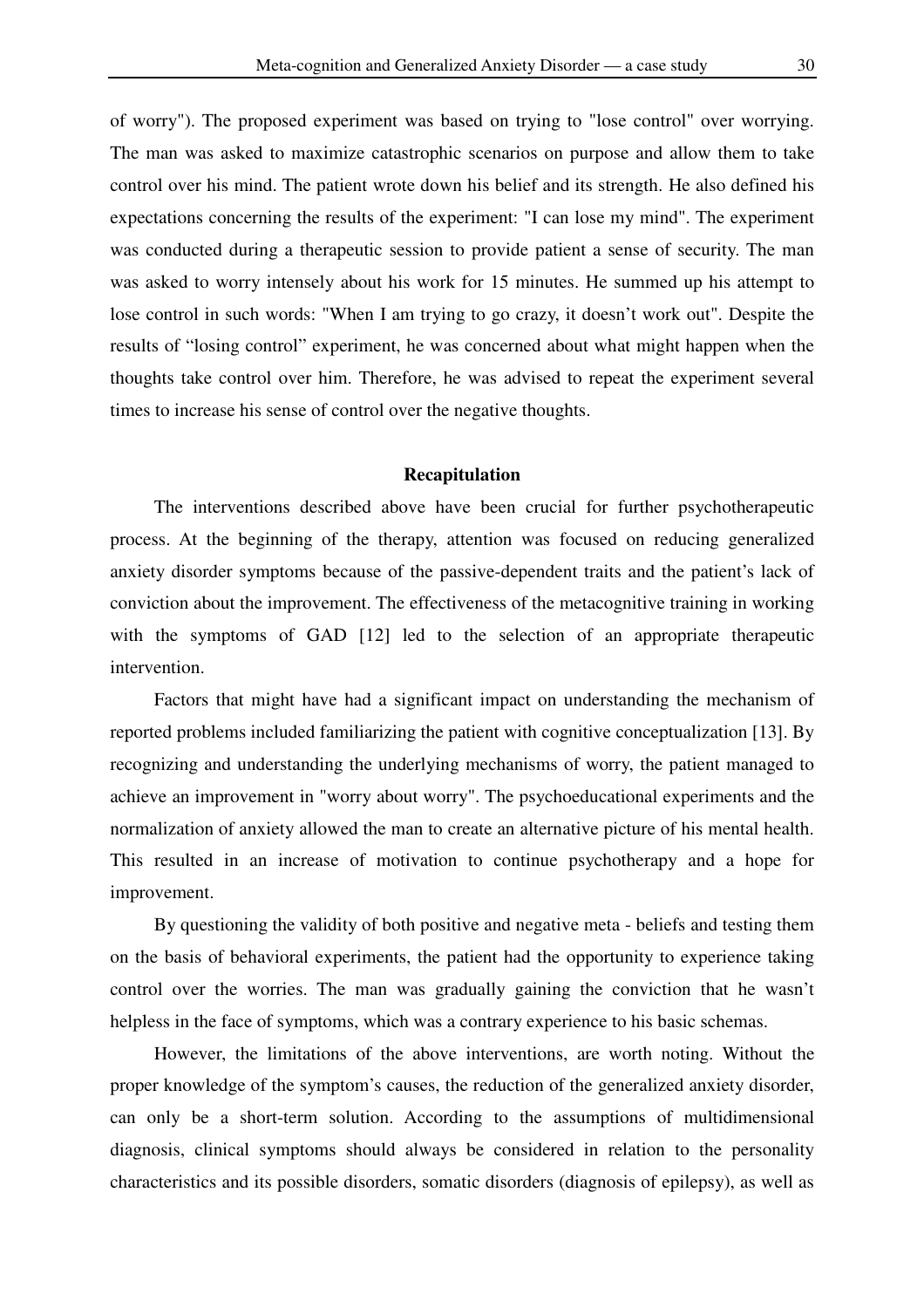of worry"). The proposed experiment was based on trying to "lose control" over worrying. The man was asked to maximize catastrophic scenarios on purpose and allow them to take control over his mind. The patient wrote down his belief and its strength. He also defined his expectations concerning the results of the experiment: "I can lose my mind". The experiment was conducted during a therapeutic session to provide patient a sense of security. The man was asked to worry intensely about his work for 15 minutes. He summed up his attempt to lose control in such words: "When I am trying to go crazy, it doesn't work out". Despite the results of "losing control" experiment, he was concerned about what might happen when the thoughts take control over him. Therefore, he was advised to repeat the experiment several times to increase his sense of control over the negative thoughts.

## Recapitulation

The interventions described above have been crucial for further psychotherapeutic process. At the beginning of the therapy, attention was focused on reducing generalized anxiety disorder symptoms because of the passive-dependent traits and the patient's lack of conviction about the improvement. The effectiveness of the metacognitive training in working with the symptoms of GAD [12] led to the selection of an appropriate therapeutic intervention.

Factors that might have had a significant impact on understanding the mechanism of reported problems included familiarizing the patient with cognitive conceptualization [13]. By recognizing and understanding the underlying mechanisms of worry, the patient managed to achieve an improvement in "worry about worry". The psychoeducational experiments and the normalization of anxiety allowed the man to create an alternative picture of his mental health. This resulted in an increase of motivation to continue psychotherapy and a hope for improvement.

By questioning the validity of both positive and negative meta - beliefs and testing them on the basis of behavioral experiments, the patient had the opportunity to experience taking control over the worries. The man was gradually gaining the conviction that he wasn't helpless in the face of symptoms, which was a contrary experience to his basic schemas.

However, the limitations of the above interventions, are worth noting. Without the proper knowledge of the symptom's causes, the reduction of the generalized anxiety disorder, can only be a short-term solution. According to the assumptions of multidimensional diagnosis, clinical symptoms should always be considered in relation to the personality characteristics and its possible disorders, somatic disorders (diagnosis of epilepsy), as well as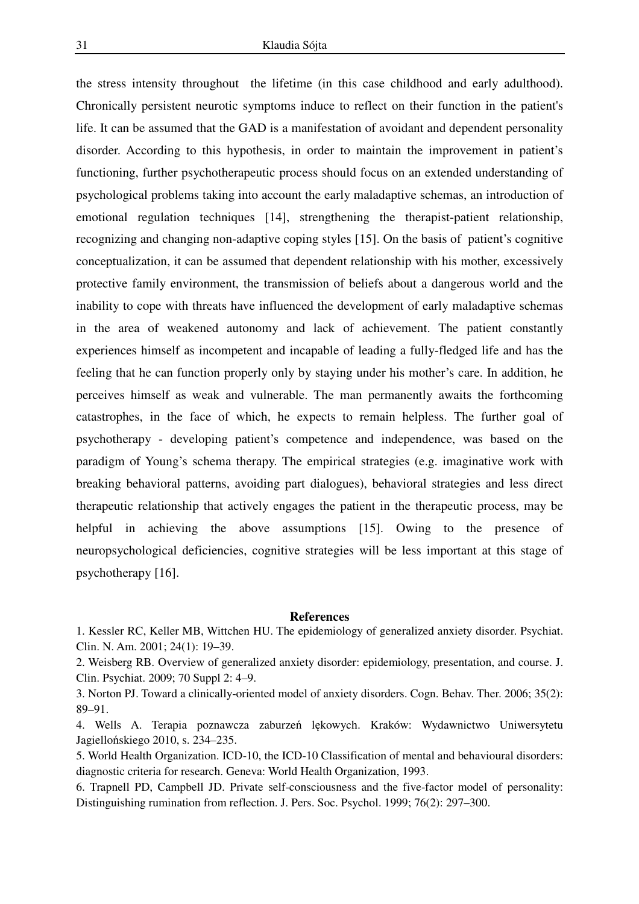the stress intensity throughout the lifetime (in this case childhood and early adulthood). Chronically persistent neurotic symptoms induce to reflect on their function in the patient's life. It can be assumed that the GAD is a manifestation of avoidant and dependent personality disorder. According to this hypothesis, in order to maintain the improvement in patient's functioning, further psychotherapeutic process should focus on an extended understanding of psychological problems taking into account the early maladaptive schemas, an introduction of emotional regulation techniques [14], strengthening the therapist-patient relationship, recognizing and changing non-adaptive coping styles [15]. On the basis of patient's cognitive conceptualization, it can be assumed that dependent relationship with his mother, excessively protective family environment, the transmission of beliefs about a dangerous world and the inability to cope with threats have influenced the development of early maladaptive schemas in the area of weakened autonomy and lack of achievement. The patient constantly experiences himself as incompetent and incapable of leading a fully-fledged life and has the feeling that he can function properly only by staying under his mother's care. In addition, he perceives himself as weak and vulnerable. The man permanently awaits the forthcoming catastrophes, in the face of which, he expects to remain helpless. The further goal of psychotherapy - developing patient's competence and independence, was based on the paradigm of Young's schema therapy. The empirical strategies (e.g. imaginative work with breaking behavioral patterns, avoiding part dialogues), behavioral strategies and less direct therapeutic relationship that actively engages the patient in the therapeutic process, may be helpful in achieving the above assumptions [15]. Owing to the presence of neuropsychological deficiencies, cognitive strategies will be less important at this stage of psychotherapy [16].

## References

1. Kessler RC, Keller MB, Wittchen HU. The epidemiology of generalized anxiety disorder. Psychiat. Clin. N. Am. 2001; 24(1): 19–39.
2. Weisberg RB. Overview of generalized anxiety disorder: epidemiology, presentation, and course. J. Clin. Psychiat. 2009; 70 Suppl 2: 4–9.
3. Norton PJ. Toward a clinically-oriented model of anxiety disorders. Cogn. Behav. Ther. 2006; 35(2): 89–91.
4. Wells A. Terapia poznawcza zaburzeń lękowych. Kraków: Wydawnictwo Uniwersytetu Jagiellońskiego 2010, s. 234–235.
5. World Health Organization. ICD-10, the ICD-10 Classification of mental and behavioural disorders: diagnostic criteria for research. Geneva: World Health Organization, 1993.
6. Trapnell PD, Campbell JD. Private self-consciousness and the five-factor model of personality: Distinguishing rumination from reflection. J. Pers. Soc. Psychol. 1999; 76(2): 297–300.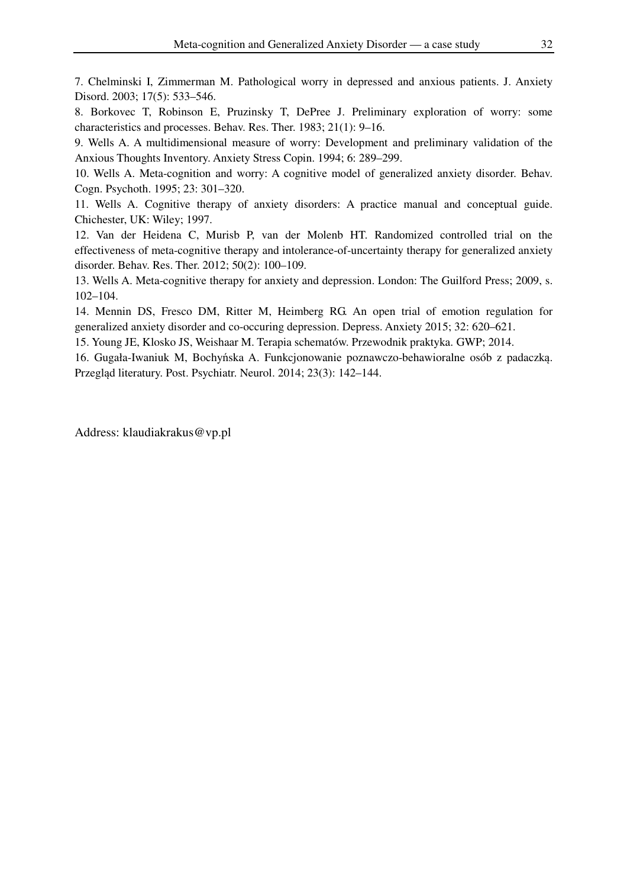7. Chelminski I, Zimmerman M. Pathological worry in depressed and anxious patients. J. Anxiety Disord. 2003; 17(5): 533–546.

8. Borkovec T, Robinson E, Pruzinsky T, DePree J. Preliminary exploration of worry: some characteristics and processes. Behav. Res. Ther. 1983; 21(1): 9–16.

9. Wells A. A multidimensional measure of worry: Development and preliminary validation of the Anxious Thoughts Inventory. Anxiety Stress Copin. 1994; 6: 289–299.

10. Wells A. Meta-cognition and worry: A cognitive model of generalized anxiety disorder. Behav. Cogn. Psychoth. 1995; 23: 301–320.

11. Wells A. Cognitive therapy of anxiety disorders: A practice manual and conceptual guide. Chichester, UK: Wiley; 1997.

12. Van der Heidena C, Murisb P, van der Molenb HT. Randomized controlled trial on the effectiveness of meta-cognitive therapy and intolerance-of-uncertainty therapy for generalized anxiety disorder. Behav. Res. Ther. 2012; 50(2): 100–109.

13. Wells A. Meta-cognitive therapy for anxiety and depression. London: The Guilford Press; 2009, s. 102–104.

14. Mennin DS, Fresco DM, Ritter M, Heimberg RG. An open trial of emotion regulation for generalized anxiety disorder and co-occuring depression. Depress. Anxiety 2015; 32: 620–621.

15. Young JE, Klosko JS, Weishaar M. Terapia schematów. Przewodnik praktyka. GWP; 2014.

16. Gugała-Iwaniuk M, Bochyńska A. Funkcjonowanie poznawczo-behawioralne osób z padaczką. Przegląd literatury. Post. Psychiatr. Neurol. 2014; 23(3): 142–144.

Address: klaudiakrakus@vp.pl